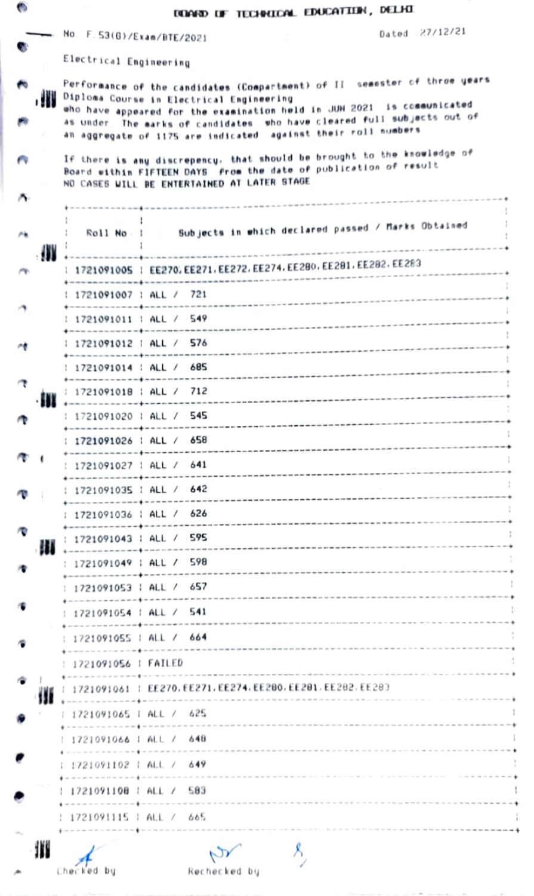# BOARD OF TECHNICAL EDUCATION, DELHI

No F.53(8)/Exam/BTE/2021 Dated 27/12/21

Electrical Engineering

Performance of the candidates (Compartment) of II semester of three years Diploma Course in Electrical Engineering who have appeared for the examination held in JUN 2021 is communicated as under. The marks of candidates who have cleared full subjects out of an aggregate of 1175 are indicated against their roll numbers

If there is any discrepency, that should be brought to the knowledge of Board within FIFTEEN DAYS from the date of publication of result NO CASES WILL BE ENTERTAINED AT LATER STAGE

| Roll No | Subjects in which declared passed / Marks Obtained |
|---|---|
| 1721091005 | EE270, EE271, EE272, EE274, EE280, EE281, EE282, EE283 |
| 1721091007 | ALL / 721 |
| 1721091011 | ALL / 549 |
| 1721091012 | ALL / 576 |
| 1721091014 | ALL / 685 |
| 1721091018 | ALL / 712 |
| 1721091020 | ALL / 545 |
| 1721091026 | ALL / 658 |
| 1721091027 | ALL / 641 |
| 1721091035 | ALL / 642 |
| 1721091036 | ALL / 626 |
| 1721091043 | ALL / 595 |
| 1721091049 | ALL / 598 |
| 1721091053 | ALL / 657 |
| 1721091054 | ALL / 541 |
| 1721091055 | ALL / 664 |
| 1721091056 | FAILED |
| 1721091061 | EE270, EE271, EE274, EE280, EE281, EE282, EE283 |
| 1721091065 | ALL / 625 |
| 1721091066 | ALL / 648 |
| 1721091102 | ALL / 649 |
| 1721091108 | ALL / 583 |
| 1721091115 | ALL / 665 |

Checked by Rechecked by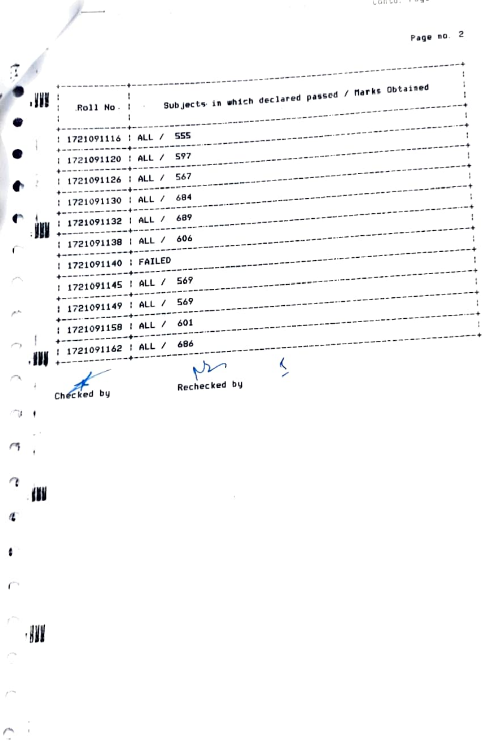| Roll No. | Subjects in which declared passed / Marks Obtained |
| --- | --- |
| 1721091116 | ALL / 555 |
| 1721091120 | ALL / 597 |
| 1721091126 | ALL / 567 |
| 1721091130 | ALL / 684 |
| 1721091132 | ALL / 689 |
| 1721091138 | ALL / 606 |
| 1721091140 | FAILED |
| 1721091145 | ALL / 569 |
| 1721091149 | ALL / 569 |
| 1721091158 | ALL / 601 |
| 1721091162 | ALL / 686 |

Checked by

Rechecked by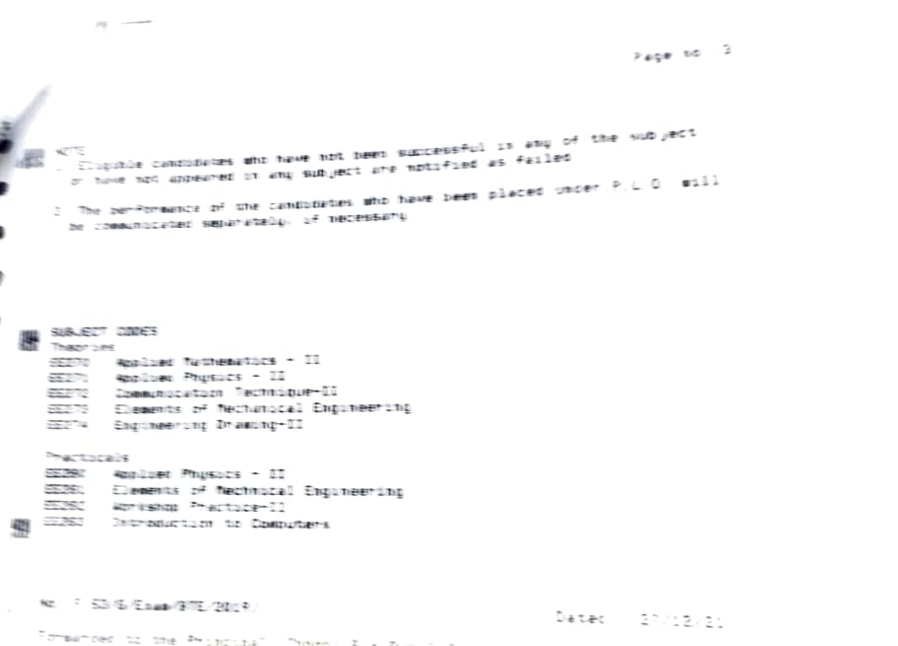NOTE

1. Eligible candidates who have not been successful in any of the subject or have not appeared in any subject are notified as failed

2. The performance of the candidates who have been placed under P.L.D will be communicated separately, if necessary

SUBJECT CODES

Theories

- Applied Mathematics - II
- Applied Physics - II
- Communication Technique-II
- Elements of Mechanical Engineering
- Engineering Drawing-II

Practicals

- Applied Physics - II
- Elements of Mechanical Engineering
- Workshop Practice-II
- Introduction to Computers

No. F 53/6/Exam/BTE/2019/

Dated 27/12/21

Forwarded to the Principal